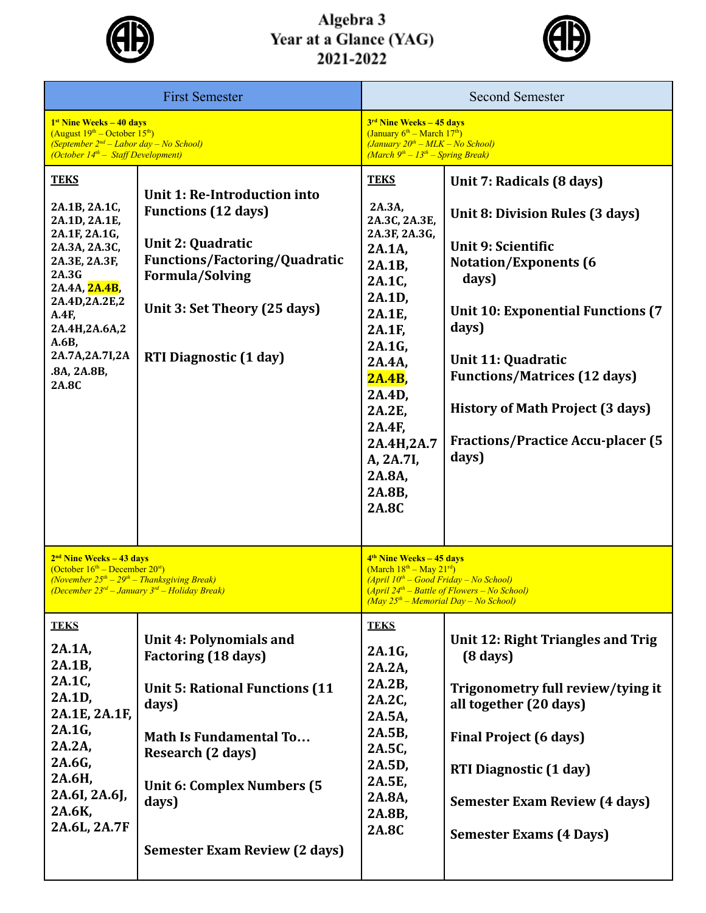# Algebra 3
# Year at a Glance (YAG)
# 2021-2022

| First Semester | | Second Semester | |
|---|---|---|---|
| **1st Nine Weeks – 40 days**<br>(August 19th – October 15th)<br>*(September 2nd – Labor day – No School)*<br>*(October 14th – Staff Development)* | | **3rd Nine Weeks – 45 days**<br>(January 6th – March 17th)<br>*(January 20th – MLK – No School)*<br>*(March 9th – 13th – Spring Break)* | |
| **TEKS**<br>2A.1B, 2A.1C, 2A.1D, 2A.1E, 2A.1F, 2A.1G, 2A.3A, 2A.3C, 2A.3E, 2A.3F, 2A.3G 2A.4A, 2A.4B, 2A.4D,2A.2E,2A.4F, 2A.4H,2A.6A,2A.6B, 2A.7A,2A.7I,2A.8A, 2A.8B, 2A.8C | Unit 1: Re-Introduction into Functions (12 days)<br><br>Unit 2: Quadratic Functions/Factoring/Quadratic Formula/Solving<br><br>Unit 3: Set Theory (25 days)<br><br>RTI Diagnostic (1 day) | **TEKS**<br>2A.3A, 2A.3C, 2A.3E, 2A.3F, 2A.3G, 2A.1A, 2A.1B, 2A.1C, 2A.1D, 2A.1E, 2A.1F, 2A.1G, 2A.4A, 2A.4B, 2A.4D, 2A.2E, 2A.4F, 2A.4H,2A.7A, 2A.7I, 2A.8A, 2A.8B, 2A.8C | Unit 7: Radicals (8 days)<br><br>Unit 8: Division Rules (3 days)<br><br>Unit 9: Scientific Notation/Exponents (6 days)<br><br>Unit 10: Exponential Functions (7 days)<br><br>Unit 11: Quadratic Functions/Matrices (12 days)<br><br>History of Math Project (3 days)<br><br>Fractions/Practice Accu-placer (5 days) |
| **2nd Nine Weeks – 43 days**<br>(October 16th – December 20st)<br>*(November 25th – 29th – Thanksgiving Break)*<br>*(December 23rd – January 3rd – Holiday Break)* | | **4th Nine Weeks – 45 days**<br>(March 18th – May 21rd)<br>*(April 10th – Good Friday – No School)*<br>*(April 24th – Battle of Flowers – No School)*<br>*(May 25th – Memorial Day – No School)* | |
| **TEKS**<br>2A.1A, 2A.1B, 2A.1C, 2A.1D, 2A.1E, 2A.1F, 2A.1G, 2A.2A, 2A.6G, 2A.6H, 2A.6I, 2A.6J, 2A.6K, 2A.6L, 2A.7F | Unit 4: Polynomials and Factoring (18 days)<br><br>Unit 5: Rational Functions (11 days)<br><br>Math Is Fundamental To… Research (2 days)<br><br>Unit 6: Complex Numbers (5 days)<br><br>Semester Exam Review (2 days) | **TEKS**<br>2A.1G, 2A.2A, 2A.2B, 2A.2C, 2A.5A, 2A.5B, 2A.5C, 2A.5D, 2A.5E, 2A.8A, 2A.8B, 2A.8C | Unit 12: Right Triangles and Trig (8 days)<br><br>Trigonometry full review/tying it all together (20 days)<br><br>Final Project (6 days)<br><br>RTI Diagnostic (1 day)<br><br>Semester Exam Review (4 days)<br><br>Semester Exams (4 Days) |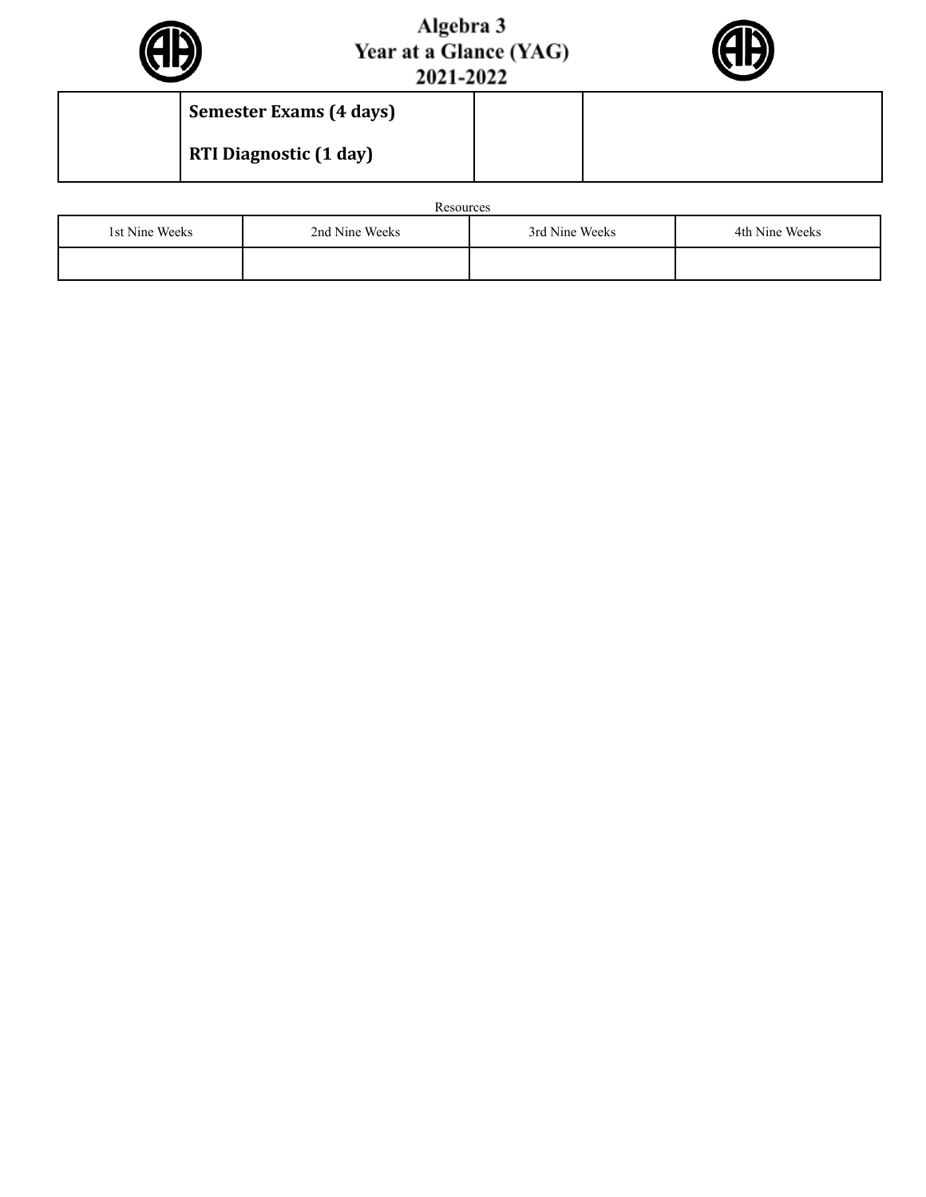# Algebra 3
## Year at a Glance (YAG)
## 2021-2022

| | | | |
|---|---|---|---|
| | **Semester Exams (4 days)**<br><br>**RTI Diagnostic (1 day)** | | |

Resources

| 1st Nine Weeks | 2nd Nine Weeks | 3rd Nine Weeks | 4th Nine Weeks |
|---|---|---|---|
| | | | |